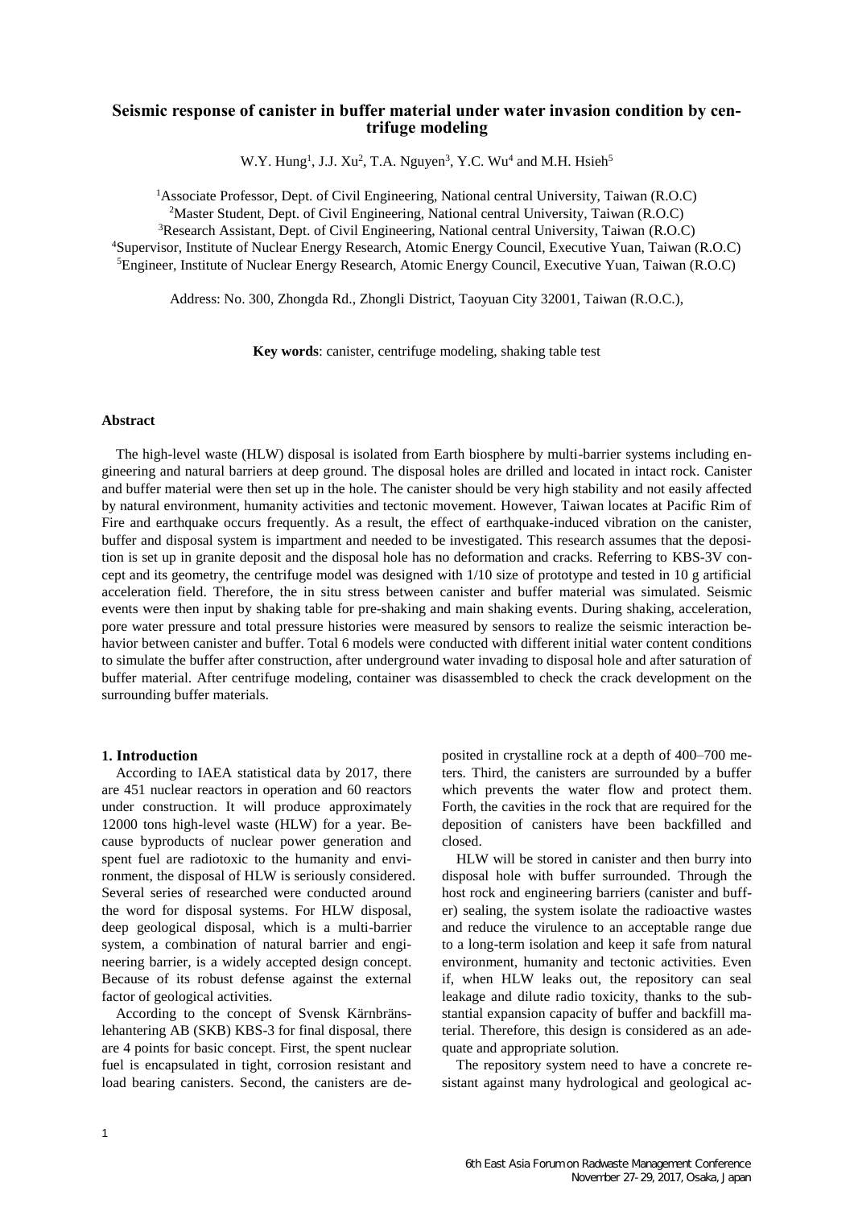# Seismic response of canister in buffer material under water invasion condition by centrifuge modeling

W.Y. Hung[1], J.J. Xu[2], T.A. Nguyen[3], Y.C. Wu[4] and M.H. Hsieh[5]

[1]Associate Professor, Dept. of Civil Engineering, National central University, Taiwan (R.O.C)
[2]Master Student, Dept. of Civil Engineering, National central University, Taiwan (R.O.C)
[3]Research Assistant, Dept. of Civil Engineering, National central University, Taiwan (R.O.C)
[4]Supervisor, Institute of Nuclear Energy Research, Atomic Energy Council, Executive Yuan, Taiwan (R.O.C)
[5]Engineer, Institute of Nuclear Energy Research, Atomic Energy Council, Executive Yuan, Taiwan (R.O.C)

Address: No. 300, Zhongda Rd., Zhongli District, Taoyuan City 32001, Taiwan (R.O.C.),

**Key words**: canister, centrifuge modeling, shaking table test

### Abstract

The high-level waste (HLW) disposal is isolated from Earth biosphere by multi-barrier systems including engineering and natural barriers at deep ground. The disposal holes are drilled and located in intact rock. Canister and buffer material were then set up in the hole. The canister should be very high stability and not easily affected by natural environment, humanity activities and tectonic movement. However, Taiwan locates at Pacific Rim of Fire and earthquake occurs frequently. As a result, the effect of earthquake-induced vibration on the canister, buffer and disposal system is impartment and needed to be investigated. This research assumes that the deposition is set up in granite deposit and the disposal hole has no deformation and cracks. Referring to KBS-3V concept and its geometry, the centrifuge model was designed with 1/10 size of prototype and tested in 10 g artificial acceleration field. Therefore, the in situ stress between canister and buffer material was simulated. Seismic events were then input by shaking table for pre-shaking and main shaking events. During shaking, acceleration, pore water pressure and total pressure histories were measured by sensors to realize the seismic interaction behavior between canister and buffer. Total 6 models were conducted with different initial water content conditions to simulate the buffer after construction, after underground water invading to disposal hole and after saturation of buffer material. After centrifuge modeling, container was disassembled to check the crack development on the surrounding buffer materials.

### 1. Introduction

According to IAEA statistical data by 2017, there are 451 nuclear reactors in operation and 60 reactors under construction. It will produce approximately 12000 tons high-level waste (HLW) for a year. Because byproducts of nuclear power generation and spent fuel are radiotoxic to the humanity and environment, the disposal of HLW is seriously considered. Several series of researched were conducted around the word for disposal systems. For HLW disposal, deep geological disposal, which is a multi-barrier system, a combination of natural barrier and engineering barrier, is a widely accepted design concept. Because of its robust defense against the external factor of geological activities.

According to the concept of Svensk Kärnbränslehantering AB (SKB) KBS-3 for final disposal, there are 4 points for basic concept. First, the spent nuclear fuel is encapsulated in tight, corrosion resistant and load bearing canisters. Second, the canisters are deposited in crystalline rock at a depth of 400–700 meters. Third, the canisters are surrounded by a buffer which prevents the water flow and protect them. Forth, the cavities in the rock that are required for the deposition of canisters have been backfilled and closed.

HLW will be stored in canister and then burry into disposal hole with buffer surrounded. Through the host rock and engineering barriers (canister and buffer) sealing, the system isolate the radioactive wastes and reduce the virulence to an acceptable range due to a long-term isolation and keep it safe from natural environment, humanity and tectonic activities. Even if, when HLW leaks out, the repository can seal leakage and dilute radio toxicity, thanks to the substantial expansion capacity of buffer and backfill material. Therefore, this design is considered as an adequate and appropriate solution.

The repository system need to have a concrete resistant against many hydrological and geological ac-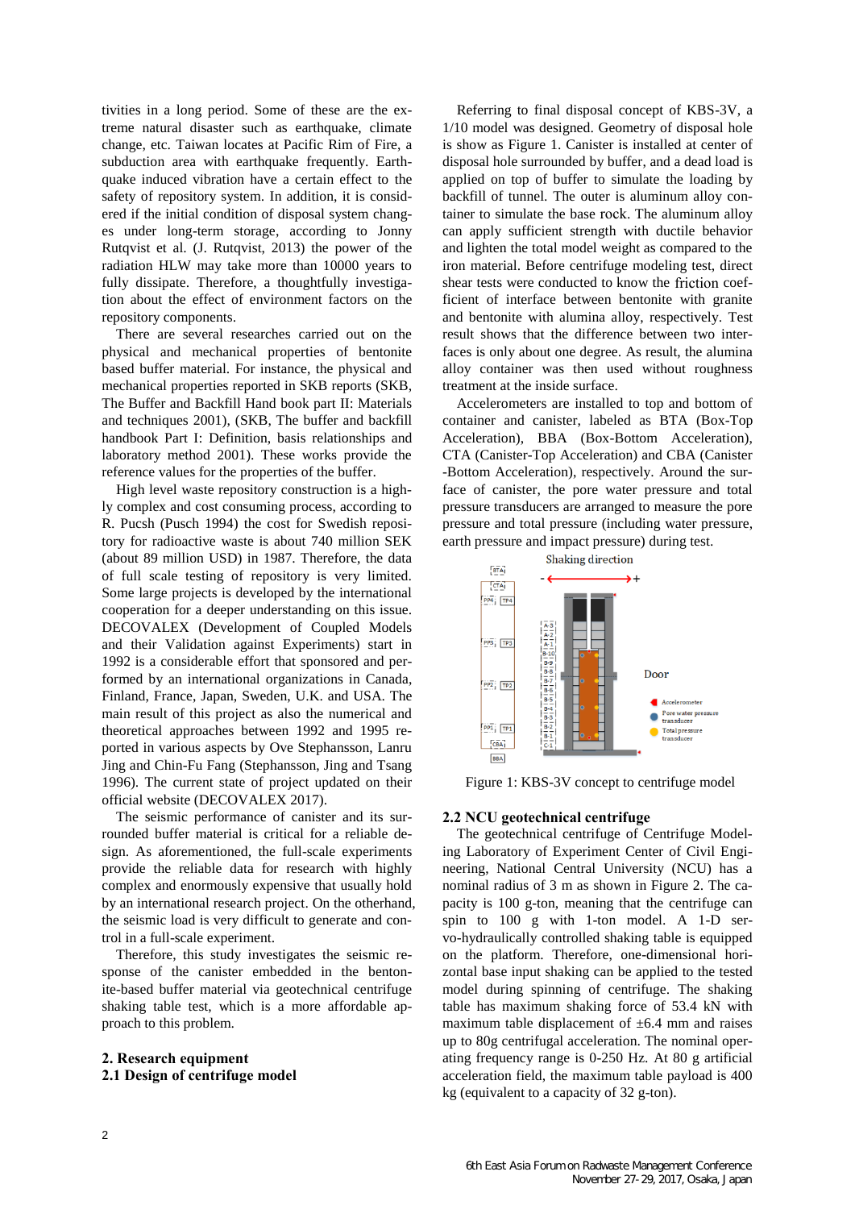tivities in a long period. Some of these are the extreme natural disaster such as earthquake, climate change, etc. Taiwan locates at Pacific Rim of Fire, a subduction area with earthquake frequently. Earthquake induced vibration have a certain effect to the safety of repository system. In addition, it is considered if the initial condition of disposal system changes under long-term storage, according to Jonny Rutqvist et al. (J. Rutqvist, 2013) the power of the radiation HLW may take more than 10000 years to fully dissipate. Therefore, a thoughtfully investigation about the effect of environment factors on the repository components.

There are several researches carried out on the physical and mechanical properties of bentonite based buffer material. For instance, the physical and mechanical properties reported in SKB reports (SKB, The Buffer and Backfill Hand book part II: Materials and techniques 2001), (SKB, The buffer and backfill handbook Part I: Definition, basis relationships and laboratory method 2001). These works provide the reference values for the properties of the buffer.

High level waste repository construction is a highly complex and cost consuming process, according to R. Pucsh (Pusch 1994) the cost for Swedish repository for radioactive waste is about 740 million SEK (about 89 million USD) in 1987. Therefore, the data of full scale testing of repository is very limited. Some large projects is developed by the international cooperation for a deeper understanding on this issue. DECOVALEX (Development of Coupled Models and their Validation against Experiments) start in 1992 is a considerable effort that sponsored and performed by an international organizations in Canada, Finland, France, Japan, Sweden, U.K. and USA. The main result of this project as also the numerical and theoretical approaches between 1992 and 1995 reported in various aspects by Ove Stephansson, Lanru Jing and Chin-Fu Fang (Stephansson, Jing and Tsang 1996). The current state of project updated on their official website (DECOVALEX 2017).

The seismic performance of canister and its surrounded buffer material is critical for a reliable design. As aforementioned, the full-scale experiments provide the reliable data for research with highly complex and enormously expensive that usually hold by an international research project. On the otherhand, the seismic load is very difficult to generate and control in a full-scale experiment.

Therefore, this study investigates the seismic response of the canister embedded in the bentonite-based buffer material via geotechnical centrifuge shaking table test, which is a more affordable approach to this problem.

## 2. Research equipment

### 2.1 Design of centrifuge model

Referring to final disposal concept of KBS-3V, a 1/10 model was designed. Geometry of disposal hole is show as Figure 1. Canister is installed at center of disposal hole surrounded by buffer, and a dead load is applied on top of buffer to simulate the loading by backfill of tunnel. The outer is aluminum alloy container to simulate the base rock. The aluminum alloy can apply sufficient strength with ductile behavior and lighten the total model weight as compared to the iron material. Before centrifuge modeling test, direct shear tests were conducted to know the friction coefficient of interface between bentonite with granite and bentonite with alumina alloy, respectively. Test result shows that the difference between two interfaces is only about one degree. As result, the alumina alloy container was then used without roughness treatment at the inside surface.

Accelerometers are installed to top and bottom of container and canister, labeled as BTA (Box-Top Acceleration), BBA (Box-Bottom Acceleration), CTA (Canister-Top Acceleration) and CBA (Canister-Bottom Acceleration), respectively. Around the surface of canister, the pore water pressure and total pressure transducers are arranged to measure the pore pressure and total pressure (including water pressure, earth pressure and impact pressure) during test.

Figure 1: KBS-3V concept to centrifuge model

### 2.2 NCU geotechnical centrifuge

The geotechnical centrifuge of Centrifuge Modeling Laboratory of Experiment Center of Civil Engineering, National Central University (NCU) has a nominal radius of 3 m as shown in Figure 2. The capacity is 100 g-ton, meaning that the centrifuge can spin to 100 g with 1-ton model. A 1-D servo-hydraulically controlled shaking table is equipped on the platform. Therefore, one-dimensional horizontal base input shaking can be applied to the tested model during spinning of centrifuge. The shaking table has maximum shaking force of 53.4 kN with maximum table displacement of ±6.4 mm and raises up to 80g centrifugal acceleration. The nominal operating frequency range is 0-250 Hz. At 80 g artificial acceleration field, the maximum table payload is 400 kg (equivalent to a capacity of 32 g-ton).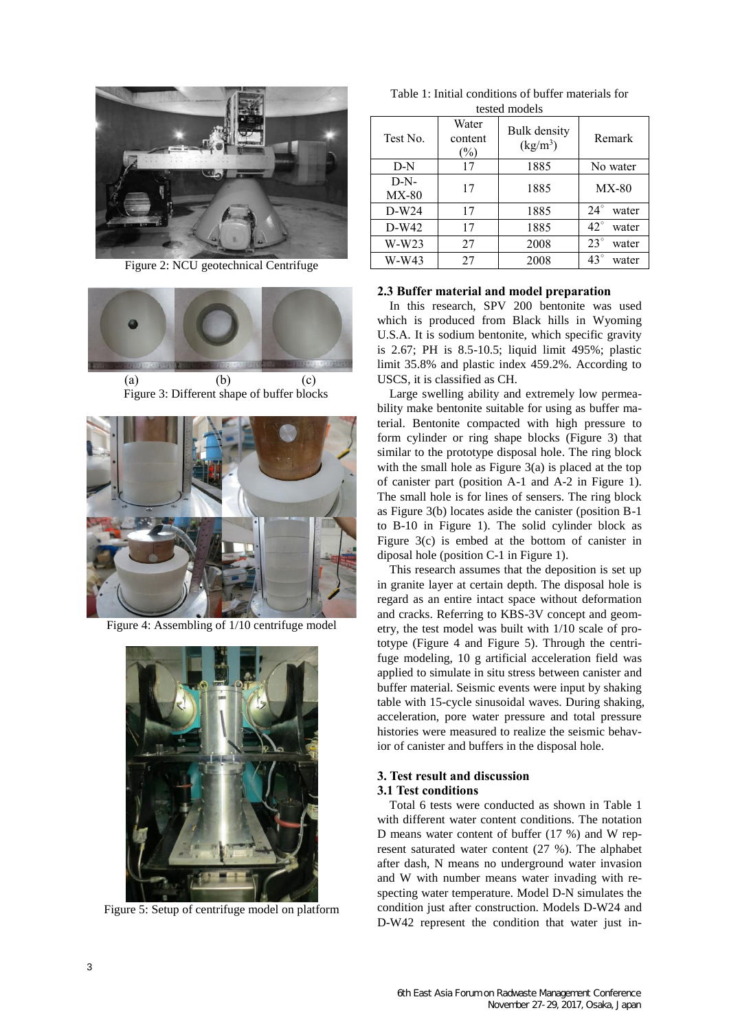Figure 2: NCU geotechnical Centrifuge

(a) (b) (c)

Figure 3: Different shape of buffer blocks

Figure 4: Assembling of 1/10 centrifuge model

Figure 5: Setup of centrifuge model on platform

Table 1: Initial conditions of buffer materials for tested models

| Test No. | Water content (%) | Bulk density (kg/m$^3$) | Remark |
|---|---|---|---|
| D-N | 17 | 1885 | No water |
| D-N-MX-80 | 17 | 1885 | MX-80 |
| D-W24 | 17 | 1885 | 24° water |
| D-W42 | 17 | 1885 | 42° water |
| W-W23 | 27 | 2008 | 23° water |
| W-W43 | 27 | 2008 | 43° water |

### 2.3 Buffer material and model preparation

In this research, SPV 200 bentonite was used which is produced from Black hills in Wyoming U.S.A. It is sodium bentonite, which specific gravity is 2.67; PH is 8.5-10.5; liquid limit 495%; plastic limit 35.8% and plastic index 459.2%. According to USCS, it is classified as CH.

Large swelling ability and extremely low permeability make bentonite suitable for using as buffer material. Bentonite compacted with high pressure to form cylinder or ring shape blocks (Figure 3) that similar to the prototype disposal hole. The ring block with the small hole as Figure 3(a) is placed at the top of canister part (position A-1 and A-2 in Figure 1). The small hole is for lines of sensers. The ring block as Figure 3(b) locates aside the canister (position B-1 to B-10 in Figure 1). The solid cylinder block as Figure 3(c) is embed at the bottom of canister in diposal hole (position C-1 in Figure 1).

This research assumes that the deposition is set up in granite layer at certain depth. The disposal hole is regard as an entire intact space without deformation and cracks. Referring to KBS-3V concept and geometry, the test model was built with 1/10 scale of prototype (Figure 4 and Figure 5). Through the centrifuge modeling, 10 g artificial acceleration field was applied to simulate in situ stress between canister and buffer material. Seismic events were input by shaking table with 15-cycle sinusoidal waves. During shaking, acceleration, pore water pressure and total pressure histories were measured to realize the seismic behavior of canister and buffers in the disposal hole.

## 3. Test result and discussion

### 3.1 Test conditions

Total 6 tests were conducted as shown in Table 1 with different water content conditions. The notation D means water content of buffer (17 %) and W represent saturated water content (27 %). The alphabet after dash, N means no underground water invasion and W with number means water invading with respecting water temperature. Model D-N simulates the condition just after construction. Models D-W24 and D-W42 represent the condition that water just in-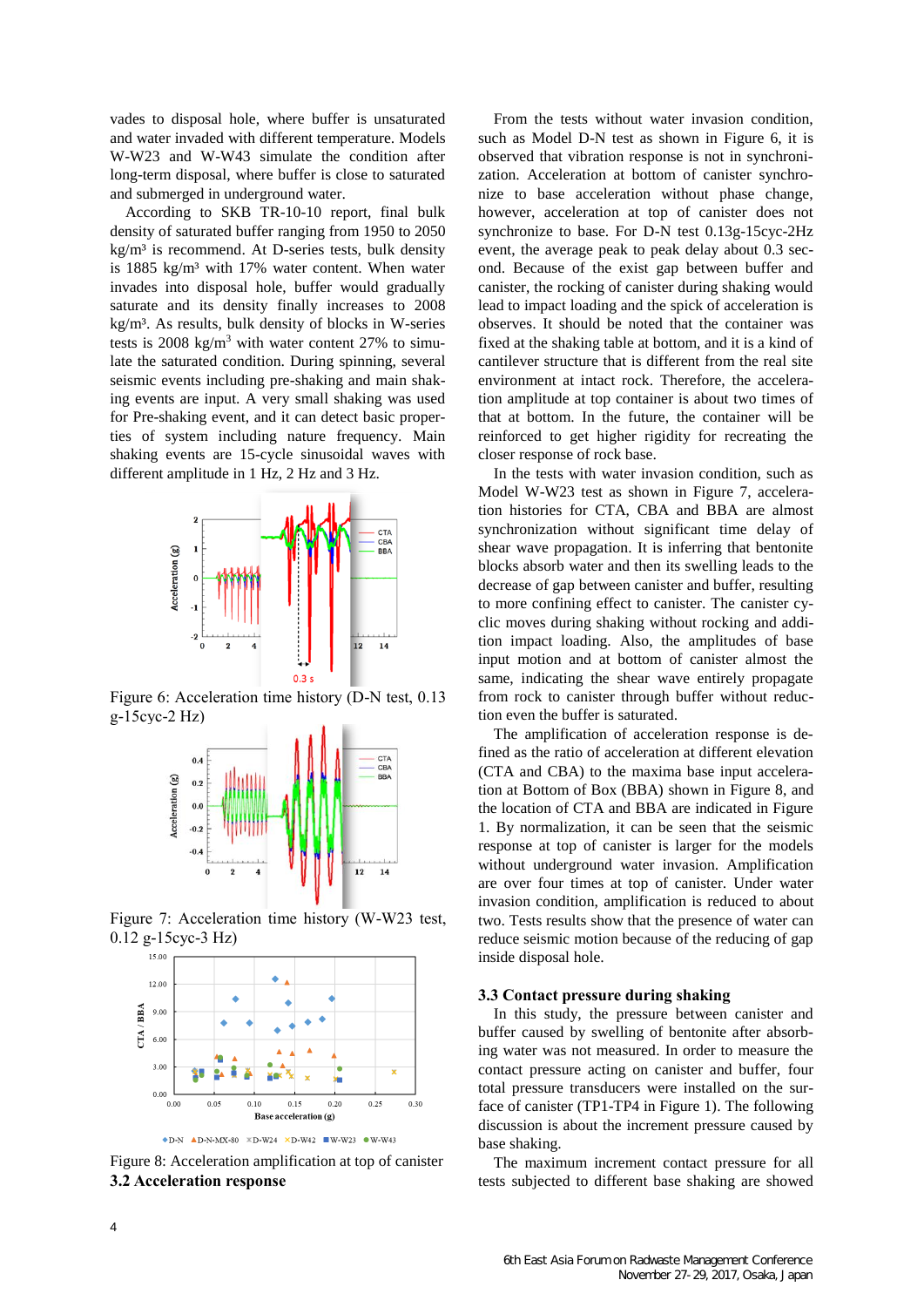vades to disposal hole, where buffer is unsaturated and water invaded with different temperature. Models W-W23 and W-W43 simulate the condition after long-term disposal, where buffer is close to saturated and submerged in underground water.

According to SKB TR-10-10 report, final bulk density of saturated buffer ranging from 1950 to 2050 kg/m³ is recommend. At D-series tests, bulk density is 1885 kg/m³ with 17% water content. When water invades into disposal hole, buffer would gradually saturate and its density finally increases to 2008 kg/m³. As results, bulk density of blocks in W-series tests is 2008 kg/m$^3$ with water content 27% to simulate the saturated condition. During spinning, several seismic events including pre-shaking and main shaking events are input. A very small shaking was used for Pre-shaking event, and it can detect basic properties of system including nature frequency. Main shaking events are 15-cycle sinusoidal waves with different amplitude in 1 Hz, 2 Hz and 3 Hz.

Figure 6: Acceleration time history (D-N test, 0.13 g-15cyc-2 Hz)

Figure 7: Acceleration time history (W-W23 test, 0.12 g-15cyc-3 Hz)

Figure 8: Acceleration amplification at top of canister

### 3.2 Acceleration response

From the tests without water invasion condition, such as Model D-N test as shown in Figure 6, it is observed that vibration response is not in synchronization. Acceleration at bottom of canister synchronize to base acceleration without phase change, however, acceleration at top of canister does not synchronize to base. For D-N test 0.13g-15cyc-2Hz event, the average peak to peak delay about 0.3 second. Because of the exist gap between buffer and canister, the rocking of canister during shaking would lead to impact loading and the spick of acceleration is observes. It should be noted that the container was fixed at the shaking table at bottom, and it is a kind of cantilever structure that is different from the real site environment at intact rock. Therefore, the acceleration amplitude at top container is about two times of that at bottom. In the future, the container will be reinforced to get higher rigidity for recreating the closer response of rock base.

In the tests with water invasion condition, such as Model W-W23 test as shown in Figure 7, acceleration histories for CTA, CBA and BBA are almost synchronization without significant time delay of shear wave propagation. It is inferring that bentonite blocks absorb water and then its swelling leads to the decrease of gap between canister and buffer, resulting to more confining effect to canister. The canister cyclic moves during shaking without rocking and addition impact loading. Also, the amplitudes of base input motion and at bottom of canister almost the same, indicating the shear wave entirely propagate from rock to canister through buffer without reduction even the buffer is saturated.

The amplification of acceleration response is defined as the ratio of acceleration at different elevation (CTA and CBA) to the maxima base input acceleration at Bottom of Box (BBA) shown in Figure 8, and the location of CTA and BBA are indicated in Figure 1. By normalization, it can be seen that the seismic response at top of canister is larger for the models without underground water invasion. Amplification are over four times at top of canister. Under water invasion condition, amplification is reduced to about two. Tests results show that the presence of water can reduce seismic motion because of the reducing of gap inside disposal hole.

### 3.3 Contact pressure during shaking

In this study, the pressure between canister and buffer caused by swelling of bentonite after absorbing water was not measured. In order to measure the contact pressure acting on canister and buffer, four total pressure transducers were installed on the surface of canister (TP1-TP4 in Figure 1). The following discussion is about the increment pressure caused by base shaking.

The maximum increment contact pressure for all tests subjected to different base shaking are showed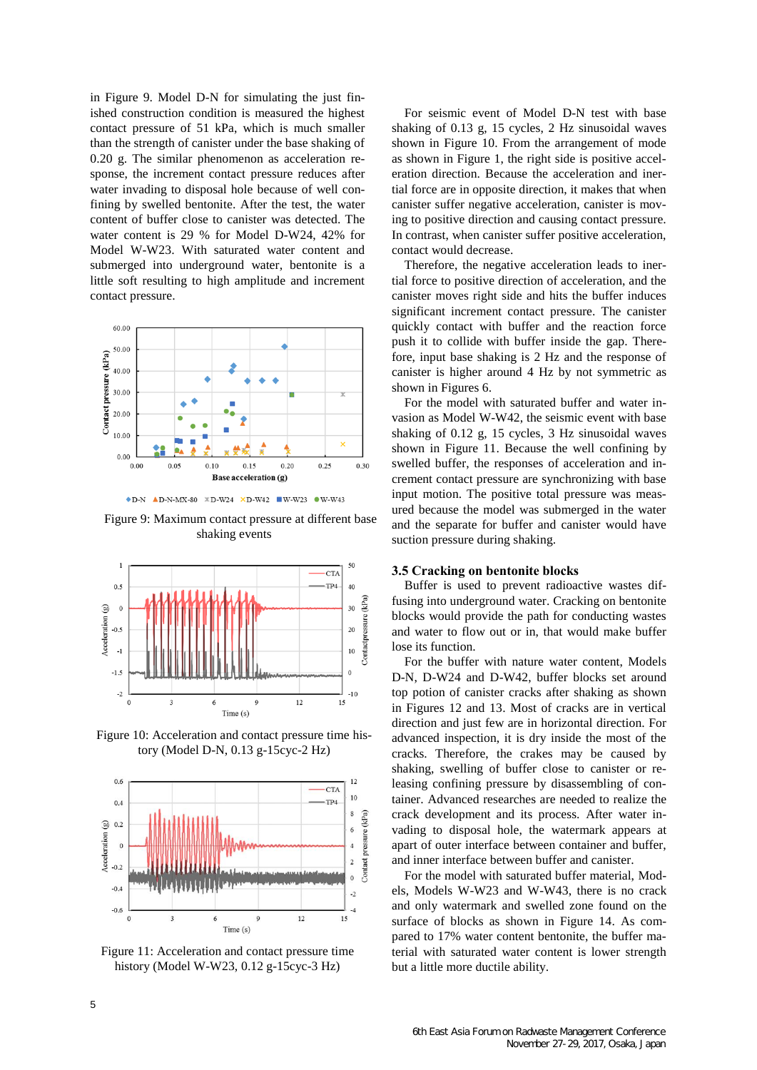in Figure 9. Model D-N for simulating the just finished construction condition is measured the highest contact pressure of 51 kPa, which is much smaller than the strength of canister under the base shaking of 0.20 g. The similar phenomenon as acceleration response, the increment contact pressure reduces after water invading to disposal hole because of well confining by swelled bentonite. After the test, the water content of buffer close to canister was detected. The water content is 29 % for Model D-W24, 42% for Model W-W23. With saturated water content and submerged into underground water, bentonite is a little soft resulting to high amplitude and increment contact pressure.

Figure 9: Maximum contact pressure at different base shaking events

Figure 10: Acceleration and contact pressure time history (Model D-N, 0.13 g-15cyc-2 Hz)

Figure 11: Acceleration and contact pressure time history (Model W-W23, 0.12 g-15cyc-3 Hz)

For seismic event of Model D-N test with base shaking of 0.13 g, 15 cycles, 2 Hz sinusoidal waves shown in Figure 10. From the arrangement of mode as shown in Figure 1, the right side is positive acceleration direction. Because the acceleration and inertial force are in opposite direction, it makes that when canister suffer negative acceleration, canister is moving to positive direction and causing contact pressure. In contrast, when canister suffer positive acceleration, contact would decrease.

Therefore, the negative acceleration leads to inertial force to positive direction of acceleration, and the canister moves right side and hits the buffer induces significant increment contact pressure. The canister quickly contact with buffer and the reaction force push it to collide with buffer inside the gap. Therefore, input base shaking is 2 Hz and the response of canister is higher around 4 Hz by not symmetric as shown in Figures 6.

For the model with saturated buffer and water invasion as Model W-W42, the seismic event with base shaking of 0.12 g, 15 cycles, 3 Hz sinusoidal waves shown in Figure 11. Because the well confining by swelled bentonite, the responses of acceleration and increment contact pressure are synchronizing with base input motion. The positive total pressure was measured because the model was submerged in the water and the separate for buffer and canister would have suction pressure during shaking.

### 3.5 Cracking on bentonite blocks

Buffer is used to prevent radioactive wastes diffusing into underground water. Cracking on bentonite blocks would provide the path for conducting wastes and water to flow out or in, that would make buffer lose its function.

For the buffer with nature water content, Models D-N, D-W24 and D-W42, buffer blocks set around top potion of canister cracks after shaking as shown in Figures 12 and 13. Most of cracks are in vertical direction and just few are in horizontal direction. For advanced inspection, it is dry inside the most of the cracks. Therefore, the crakes may be caused by shaking, swelling of buffer close to canister or releasing confining pressure by disassembling of container. Advanced researches are needed to realize the crack development and its process. After water invading to disposal hole, the watermark appears at apart of outer interface between container and buffer, and inner interface between buffer and canister.

For the model with saturated buffer material, Models, Models W-W23 and W-W43, there is no crack and only watermark and swelled zone found on the surface of blocks as shown in Figure 14. As compared to 17% water content bentonite, the buffer material with saturated water content is lower strength but a little more ductile ability.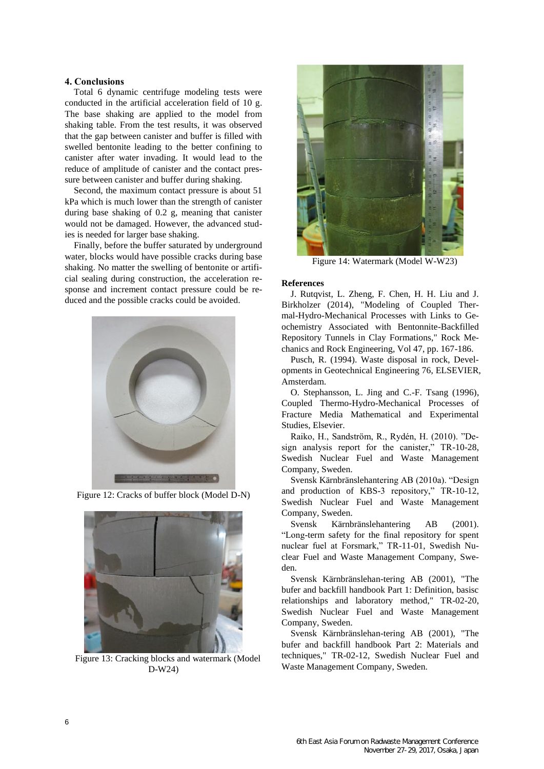## 4. Conclusions

Total 6 dynamic centrifuge modeling tests were conducted in the artificial acceleration field of 10 g. The base shaking are applied to the model from shaking table. From the test results, it was observed that the gap between canister and buffer is filled with swelled bentonite leading to the better confining to canister after water invading. It would lead to the reduce of amplitude of canister and the contact pressure between canister and buffer during shaking.

Second, the maximum contact pressure is about 51 kPa which is much lower than the strength of canister during base shaking of 0.2 g, meaning that canister would not be damaged. However, the advanced studies is needed for larger base shaking.

Finally, before the buffer saturated by underground water, blocks would have possible cracks during base shaking. No matter the swelling of bentonite or artificial sealing during construction, the acceleration response and increment contact pressure could be reduced and the possible cracks could be avoided.

Figure 12: Cracks of buffer block (Model D-N)

Figure 13: Cracking blocks and watermark (Model D-W24)

Figure 14: Watermark (Model W-W23)

## References

J. Rutqvist, L. Zheng, F. Chen, H. H. Liu and J. Birkholzer (2014), "Modeling of Coupled Thermal-Hydro-Mechanical Processes with Links to Geochemistry Associated with Bentonnite-Backfilled Repository Tunnels in Clay Formations," Rock Mechanics and Rock Engineering, Vol 47, pp. 167-186.

Pusch, R. (1994). Waste disposal in rock, Developments in Geotechnical Engineering 76, ELSEVIER, Amsterdam.

O. Stephansson, L. Jing and C.-F. Tsang (1996), Coupled Thermo-Hydro-Mechanical Processes of Fracture Media Mathematical and Experimental Studies, Elsevier.

Raiko, H., Sandström, R., Rydén, H. (2010). "Design analysis report for the canister," TR-10-28, Swedish Nuclear Fuel and Waste Management Company, Sweden.

Svensk Kärnbränslehantering AB (2010a). "Design and production of KBS-3 repository," TR-10-12, Swedish Nuclear Fuel and Waste Management Company, Sweden.

Svensk Kärnbränslehantering AB (2001). "Long-term safety for the final repository for spent nuclear fuel at Forsmark," TR-11-01, Swedish Nuclear Fuel and Waste Management Company, Sweden.

Svensk Kärnbränslehan-tering AB (2001), "The bufer and backfill handbook Part 1: Definition, basisc relationships and laboratory method," TR-02-20, Swedish Nuclear Fuel and Waste Management Company, Sweden.

Svensk Kärnbränslehan-tering AB (2001), "The bufer and backfill handbook Part 2: Materials and techniques," TR-02-12, Swedish Nuclear Fuel and Waste Management Company, Sweden.